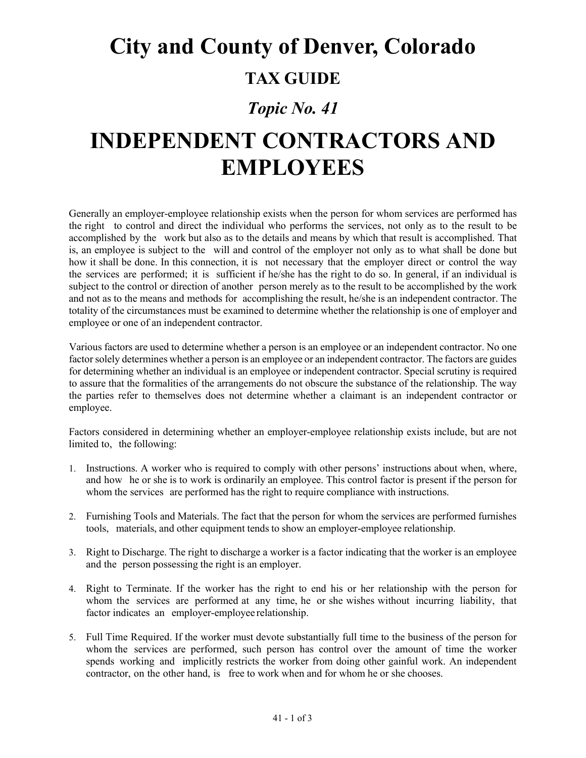# City and County of Denver, Colorado

## TAX GUIDE

### *Topic No. 41*

# INDEPENDENT CONTRACTORS AND EMPLOYEES

Generally an employer-employee relationship exists when the person for whom services are performed has the right to control and direct the individual who performs the services, not only as to the result to be accomplished by the work but also as to the details and means by which that result is accomplished. That is, an employee is subject to the will and control of the employer not only as to what shall be done but how it shall be done. In this connection, it is not necessary that the employer direct or control the way the services are performed; it is sufficient if he/she has the right to do so. In general, if an individual is subject to the control or direction of another person merely as to the result to be accomplished by the work and not as to the means and methods for accomplishing the result, he/she is an independent contractor. The totality of the circumstances must be examined to determine whether the relationship is one of employer and employee or one of an independent contractor.

Various factors are used to determine whether a person is an employee or an independent contractor. No one factor solely determines whether a person is an employee or an independent contractor. The factors are guides for determining whether an individual is an employee or independent contractor. Special scrutiny is required to assure that the formalities of the arrangements do not obscure the substance of the relationship. The way the parties refer to themselves does not determine whether a claimant is an independent contractor or employee.

Factors considered in determining whether an employer-employee relationship exists include, but are not limited to, the following:

1. Instructions. A worker who is required to comply with other persons' instructions about when, where, and how he or she is to work is ordinarily an employee. This control factor is present if the person for whom the services are performed has the right to require compliance with instructions.

2. Furnishing Tools and Materials. The fact that the person for whom the services are performed furnishes tools, materials, and other equipment tends to show an employer-employee relationship.

3. Right to Discharge. The right to discharge a worker is a factor indicating that the worker is an employee and the person possessing the right is an employer.

4. Right to Terminate. If the worker has the right to end his or her relationship with the person for whom the services are performed at any time, he or she wishes without incurring liability, that factor indicates an employer-employee relationship.

5. Full Time Required. If the worker must devote substantially full time to the business of the person for whom the services are performed, such person has control over the amount of time the worker spends working and implicitly restricts the worker from doing other gainful work. An independent contractor, on the other hand, is free to work when and for whom he or she chooses.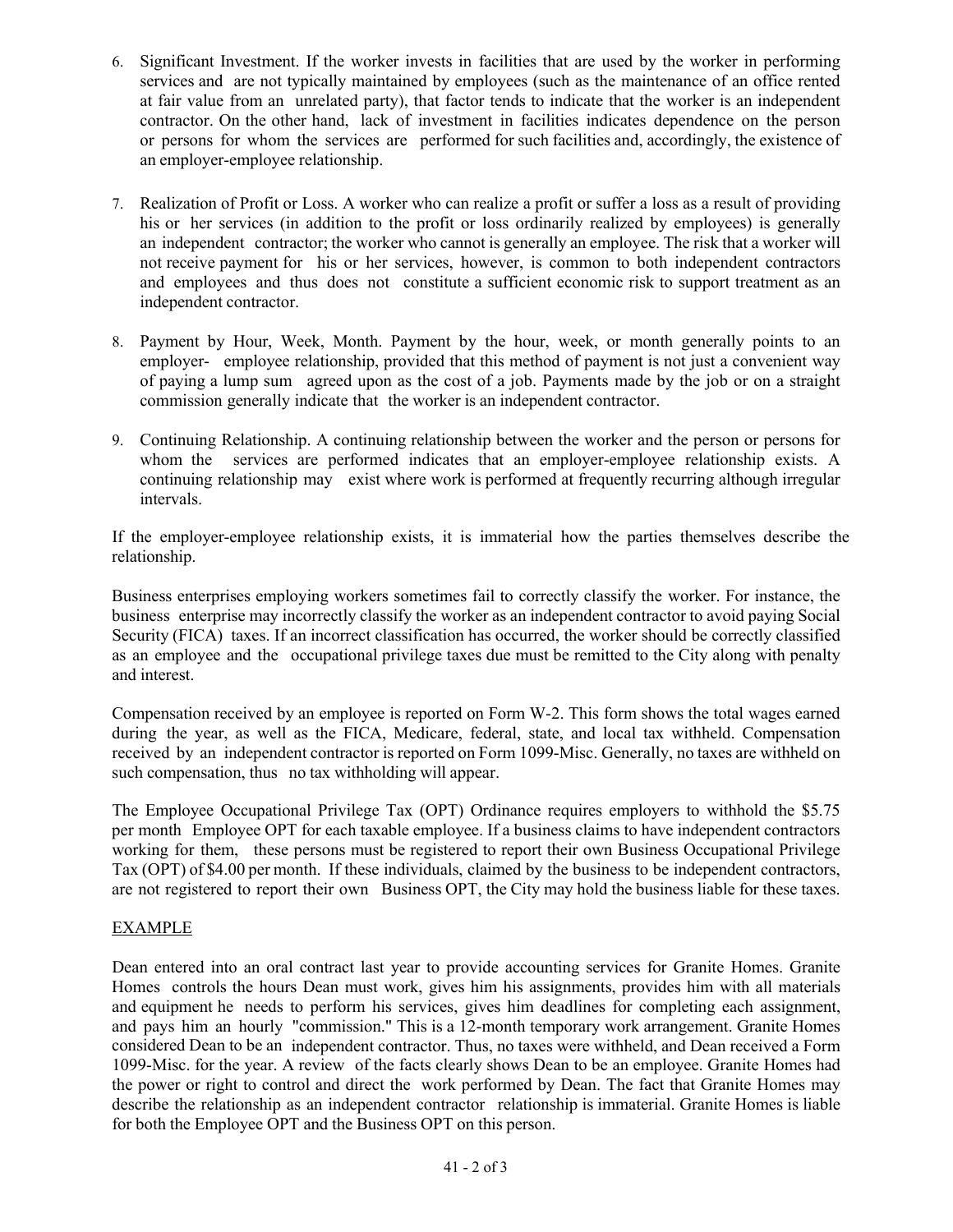6. Significant Investment. If the worker invests in facilities that are used by the worker in performing services and are not typically maintained by employees (such as the maintenance of an office rented at fair value from an unrelated party), that factor tends to indicate that the worker is an independent contractor. On the other hand, lack of investment in facilities indicates dependence on the person or persons for whom the services are performed for such facilities and, accordingly, the existence of an employer-employee relationship.

7. Realization of Profit or Loss. A worker who can realize a profit or suffer a loss as a result of providing his or her services (in addition to the profit or loss ordinarily realized by employees) is generally an independent contractor; the worker who cannot is generally an employee. The risk that a worker will not receive payment for his or her services, however, is common to both independent contractors and employees and thus does not constitute a sufficient economic risk to support treatment as an independent contractor.

8. Payment by Hour, Week, Month. Payment by the hour, week, or month generally points to an employer- employee relationship, provided that this method of payment is not just a convenient way of paying a lump sum agreed upon as the cost of a job. Payments made by the job or on a straight commission generally indicate that the worker is an independent contractor.

9. Continuing Relationship. A continuing relationship between the worker and the person or persons for whom the services are performed indicates that an employer-employee relationship exists. A continuing relationship may exist where work is performed at frequently recurring although irregular intervals.

If the employer-employee relationship exists, it is immaterial how the parties themselves describe the relationship.

Business enterprises employing workers sometimes fail to correctly classify the worker. For instance, the business enterprise may incorrectly classify the worker as an independent contractor to avoid paying Social Security (FICA) taxes. If an incorrect classification has occurred, the worker should be correctly classified as an employee and the occupational privilege taxes due must be remitted to the City along with penalty and interest.

Compensation received by an employee is reported on Form W-2. This form shows the total wages earned during the year, as well as the FICA, Medicare, federal, state, and local tax withheld. Compensation received by an independent contractor is reported on Form 1099-Misc. Generally, no taxes are withheld on such compensation, thus no tax withholding will appear.

The Employee Occupational Privilege Tax (OPT) Ordinance requires employers to withhold the $5.75 per month Employee OPT for each taxable employee. If a business claims to have independent contractors working for them, these persons must be registered to report their own Business Occupational Privilege Tax (OPT) of $4.00 per month. If these individuals, claimed by the business to be independent contractors, are not registered to report their own Business OPT, the City may hold the business liable for these taxes.

## EXAMPLE

Dean entered into an oral contract last year to provide accounting services for Granite Homes. Granite Homes controls the hours Dean must work, gives him his assignments, provides him with all materials and equipment he needs to perform his services, gives him deadlines for completing each assignment, and pays him an hourly "commission." This is a 12-month temporary work arrangement. Granite Homes considered Dean to be an independent contractor. Thus, no taxes were withheld, and Dean received a Form 1099-Misc. for the year. A review of the facts clearly shows Dean to be an employee. Granite Homes had the power or right to control and direct the work performed by Dean. The fact that Granite Homes may describe the relationship as an independent contractor relationship is immaterial. Granite Homes is liable for both the Employee OPT and the Business OPT on this person.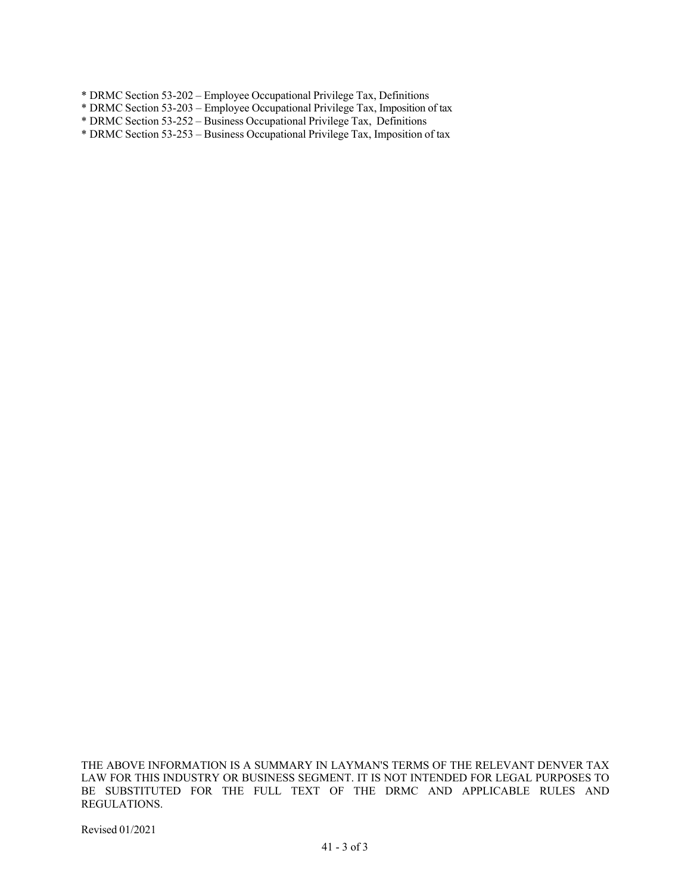* DRMC Section 53-202 – Employee Occupational Privilege Tax, Definitions
* DRMC Section 53-203 – Employee Occupational Privilege Tax, Imposition of tax
* DRMC Section 53-252 – Business Occupational Privilege Tax, Definitions
* DRMC Section 53-253 – Business Occupational Privilege Tax, Imposition of tax

THE ABOVE INFORMATION IS A SUMMARY IN LAYMAN'S TERMS OF THE RELEVANT DENVER TAX LAW FOR THIS INDUSTRY OR BUSINESS SEGMENT. IT IS NOT INTENDED FOR LEGAL PURPOSES TO BE SUBSTITUTED FOR THE FULL TEXT OF THE DRMC AND APPLICABLE RULES AND REGULATIONS.

Revised 01/2021